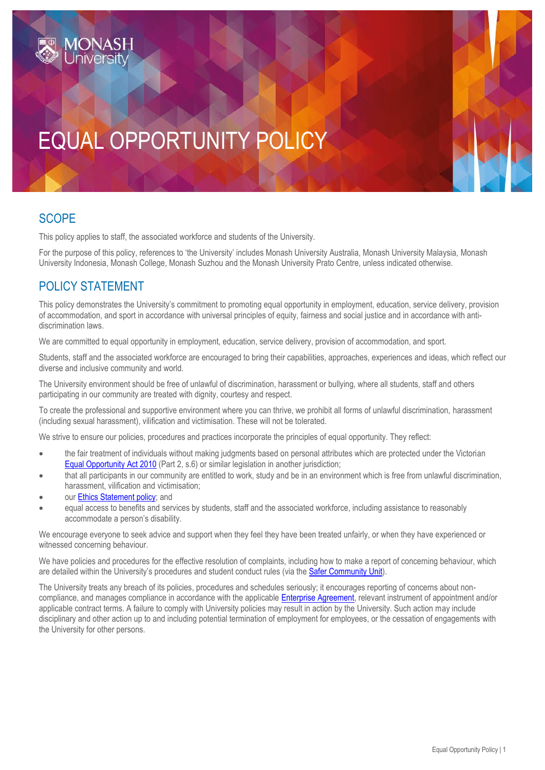# EQUAL OPPORTUNITY POLICY

## SCOPE

This policy applies to staff, the associated workforce and students of the University.

For the purpose of this policy, references to 'the University' includes Monash University Australia, Monash University Malaysia, Monash University Indonesia, Monash College, Monash Suzhou and the Monash University Prato Centre, unless indicated otherwise.

## POLICY STATEMENT

This policy demonstrates the University's commitment to promoting equal opportunity in employment, education, service delivery, provision of accommodation, and sport in accordance with universal principles of equity, fairness and social justice and in accordance with anti-discrimination laws.

We are committed to equal opportunity in employment, education, service delivery, provision of accommodation, and sport.

Students, staff and the associated workforce are encouraged to bring their capabilities, approaches, experiences and ideas, which reflect our diverse and inclusive community and world.

The University environment should be free of unlawful of discrimination, harassment or bullying, where all students, staff and others participating in our community are treated with dignity, courtesy and respect.

To create the professional and supportive environment where you can thrive, we prohibit all forms of unlawful discrimination, harassment (including sexual harassment), vilification and victimisation. These will not be tolerated.

We strive to ensure our policies, procedures and practices incorporate the principles of equal opportunity. They reflect:

- the fair treatment of individuals without making judgments based on personal attributes which are protected under the Victorian Equal Opportunity Act 2010 (Part 2, s.6) or similar legislation in another jurisdiction;
- that all participants in our community are entitled to work, study and be in an environment which is free from unlawful discrimination, harassment, vilification and victimisation;
- our Ethics Statement policy; and
- equal access to benefits and services by students, staff and the associated workforce, including assistance to reasonably accommodate a person's disability.

We encourage everyone to seek advice and support when they feel they have been treated unfairly, or when they have experienced or witnessed concerning behaviour.

We have policies and procedures for the effective resolution of complaints, including how to make a report of concerning behaviour, which are detailed within the University's procedures and student conduct rules (via the Safer Community Unit).

The University treats any breach of its policies, procedures and schedules seriously; it encourages reporting of concerns about non-compliance, and manages compliance in accordance with the applicable Enterprise Agreement, relevant instrument of appointment and/or applicable contract terms. A failure to comply with University policies may result in action by the University. Such action may include disciplinary and other action up to and including potential termination of employment for employees, or the cessation of engagements with the University for other persons.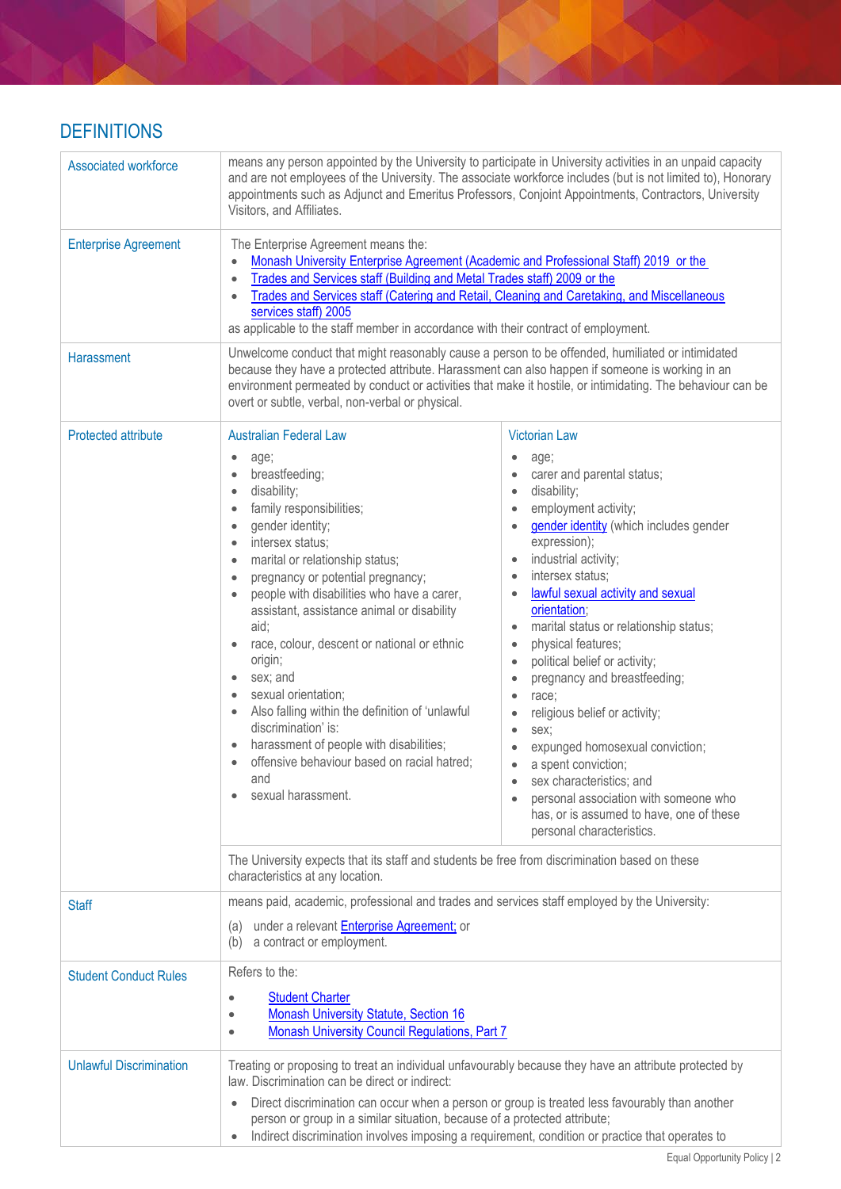## DEFINITIONS

| Term | Definition | |
|---|---|---|
| Associated workforce | means any person appointed by the University to participate in University activities in an unpaid capacity and are not employees of the University. The associate workforce includes (but is not limited to), Honorary appointments such as Adjunct and Emeritus Professors, Conjoint Appointments, Contractors, University Visitors, and Affiliates. | |
| Enterprise Agreement | The Enterprise Agreement means the:<br>• Monash University Enterprise Agreement (Academic and Professional Staff) 2019 or the<br>• Trades and Services staff (Building and Metal Trades staff) 2009 or the<br>• Trades and Services staff (Catering and Retail, Cleaning and Caretaking, and Miscellaneous services staff) 2005<br>as applicable to the staff member in accordance with their contract of employment. | |
| Harassment | Unwelcome conduct that might reasonably cause a person to be offended, humiliated or intimidated because they have a protected attribute. Harassment can also happen if someone is working in an environment permeated by conduct or activities that make it hostile, or intimidating. The behaviour can be overt or subtle, verbal, non-verbal or physical. | |
| Protected attribute | **Australian Federal Law**<br>• age;<br>• breastfeeding;<br>• disability;<br>• family responsibilities;<br>• gender identity;<br>• intersex status;<br>• marital or relationship status;<br>• pregnancy or potential pregnancy;<br>• people with disabilities who have a carer, assistant, assistance animal or disability aid;<br>• race, colour, descent or national or ethnic origin;<br>• sex; and<br>• sexual orientation;<br>• Also falling within the definition of 'unlawful discrimination' is:<br>• harassment of people with disabilities;<br>• offensive behaviour based on racial hatred; and<br>• sexual harassment. | **Victorian Law**<br>• age;<br>• carer and parental status;<br>• disability;<br>• employment activity;<br>• gender identity (which includes gender expression);<br>• industrial activity;<br>• intersex status;<br>• lawful sexual activity and sexual orientation;<br>• marital status or relationship status;<br>• physical features;<br>• political belief or activity;<br>• pregnancy and breastfeeding;<br>• race;<br>• religious belief or activity;<br>• sex;<br>• expunged homosexual conviction;<br>• a spent conviction;<br>• sex characteristics; and<br>• personal association with someone who has, or is assumed to have, one of these personal characteristics. |
| | The University expects that its staff and students be free from discrimination based on these characteristics at any location. | |
| Staff | means paid, academic, professional and trades and services staff employed by the University:<br>(a) under a relevant Enterprise Agreement; or<br>(b) a contract or employment. | |
| Student Conduct Rules | Refers to the:<br>• Student Charter<br>• Monash University Statute, Section 16<br>• Monash University Council Regulations, Part 7 | |
| Unlawful Discrimination | Treating or proposing to treat an individual unfavourably because they have an attribute protected by law. Discrimination can be direct or indirect:<br>• Direct discrimination can occur when a person or group is treated less favourably than another person or group in a similar situation, because of a protected attribute;<br>• Indirect discrimination involves imposing a requirement, condition or practice that operates to | |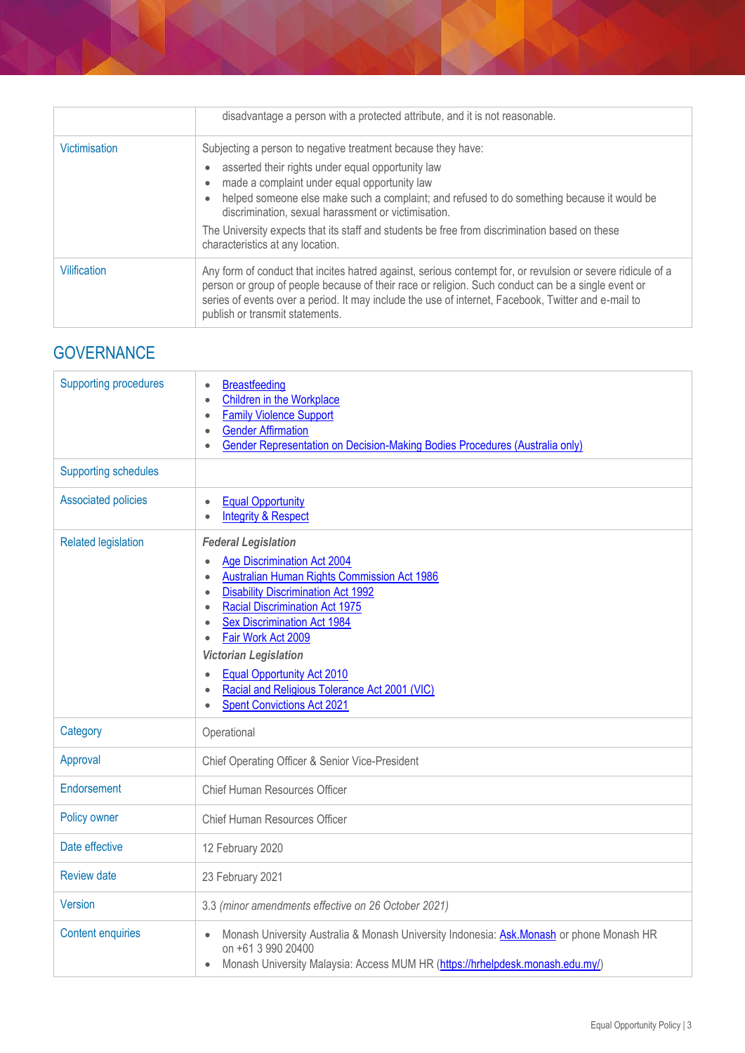| | |
|---|---|
| | disadvantage a person with a protected attribute, and it is not reasonable. |
| Victimisation | Subjecting a person to negative treatment because they have:<br>• asserted their rights under equal opportunity law<br>• made a complaint under equal opportunity law<br>• helped someone else make such a complaint; and refused to do something because it would be discrimination, sexual harassment or victimisation.<br>The University expects that its staff and students be free from discrimination based on these characteristics at any location. |
| Vilification | Any form of conduct that incites hatred against, serious contempt for, or revulsion or severe ridicule of a person or group of people because of their race or religion. Such conduct can be a single event or series of events over a period. It may include the use of internet, Facebook, Twitter and e-mail to publish or transmit statements. |

## GOVERNANCE

| | |
|---|---|
| Supporting procedures | • Breastfeeding<br>• Children in the Workplace<br>• Family Violence Support<br>• Gender Affirmation<br>• Gender Representation on Decision-Making Bodies Procedures (Australia only) |
| Supporting schedules | |
| Associated policies | • Equal Opportunity<br>• Integrity & Respect |
| Related legislation | ***Federal Legislation***<br>• Age Discrimination Act 2004<br>• Australian Human Rights Commission Act 1986<br>• Disability Discrimination Act 1992<br>• Racial Discrimination Act 1975<br>• Sex Discrimination Act 1984<br>• Fair Work Act 2009<br>***Victorian Legislation***<br>• Equal Opportunity Act 2010<br>• Racial and Religious Tolerance Act 2001 (VIC)<br>• Spent Convictions Act 2021 |
| Category | Operational |
| Approval | Chief Operating Officer & Senior Vice-President |
| Endorsement | Chief Human Resources Officer |
| Policy owner | Chief Human Resources Officer |
| Date effective | 12 February 2020 |
| Review date | 23 February 2021 |
| Version | 3.3 *(minor amendments effective on 26 October 2021)* |
| Content enquiries | • Monash University Australia & Monash University Indonesia: Ask.Monash or phone Monash HR on +61 3 990 20400<br>• Monash University Malaysia: Access MUM HR (https://hrhelpdesk.monash.edu.my/) |